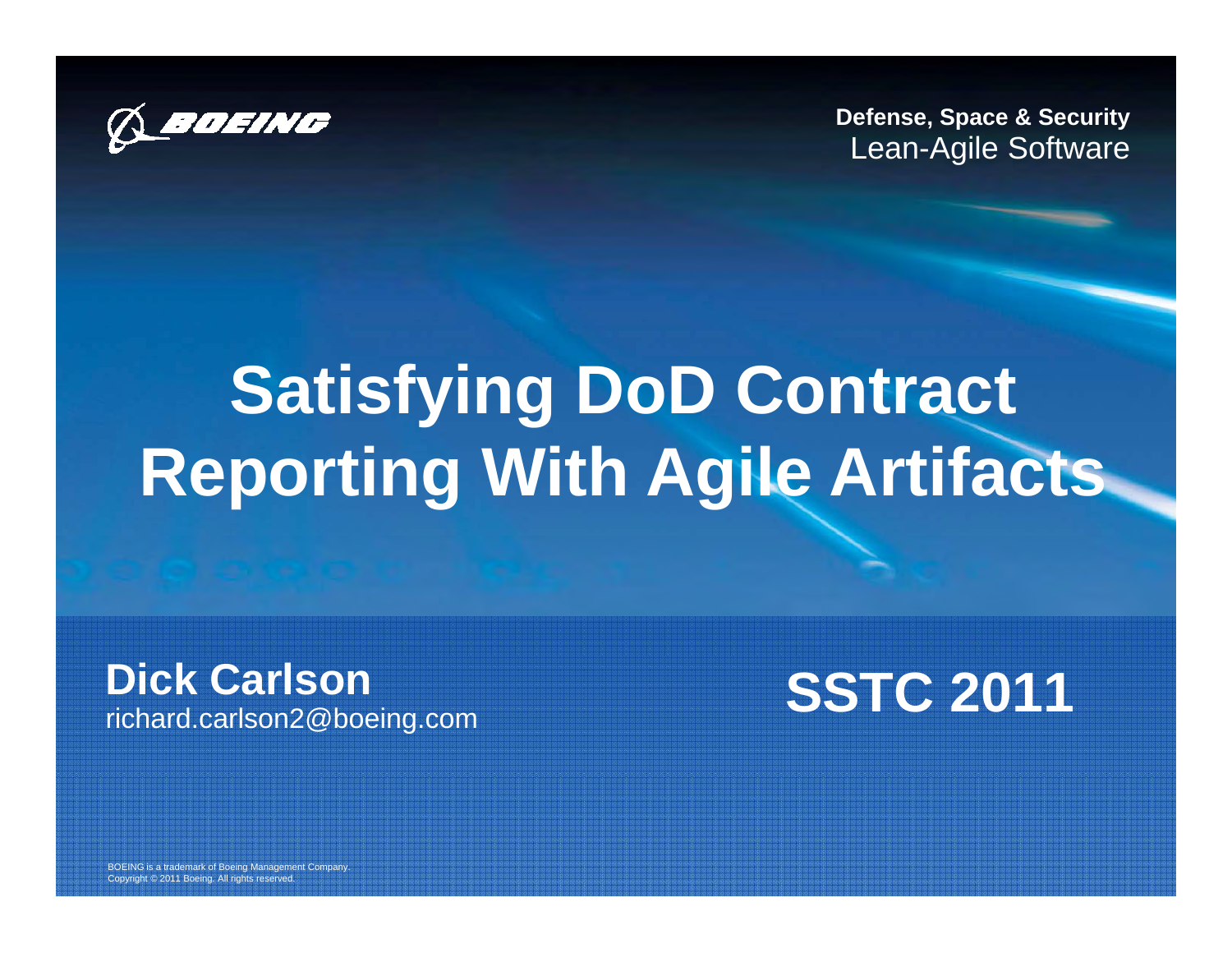BOEING

**Defense, Space & Security**
Lean-Agile Software

# Satisfying DoD Contract Reporting With Agile Artifacts

**Dick Carlson**
richard.carlson2@boeing.com

**SSTC 2011**

BOEING is a trademark of Boeing Management Company.
Copyright © 2011 Boeing. All rights reserved.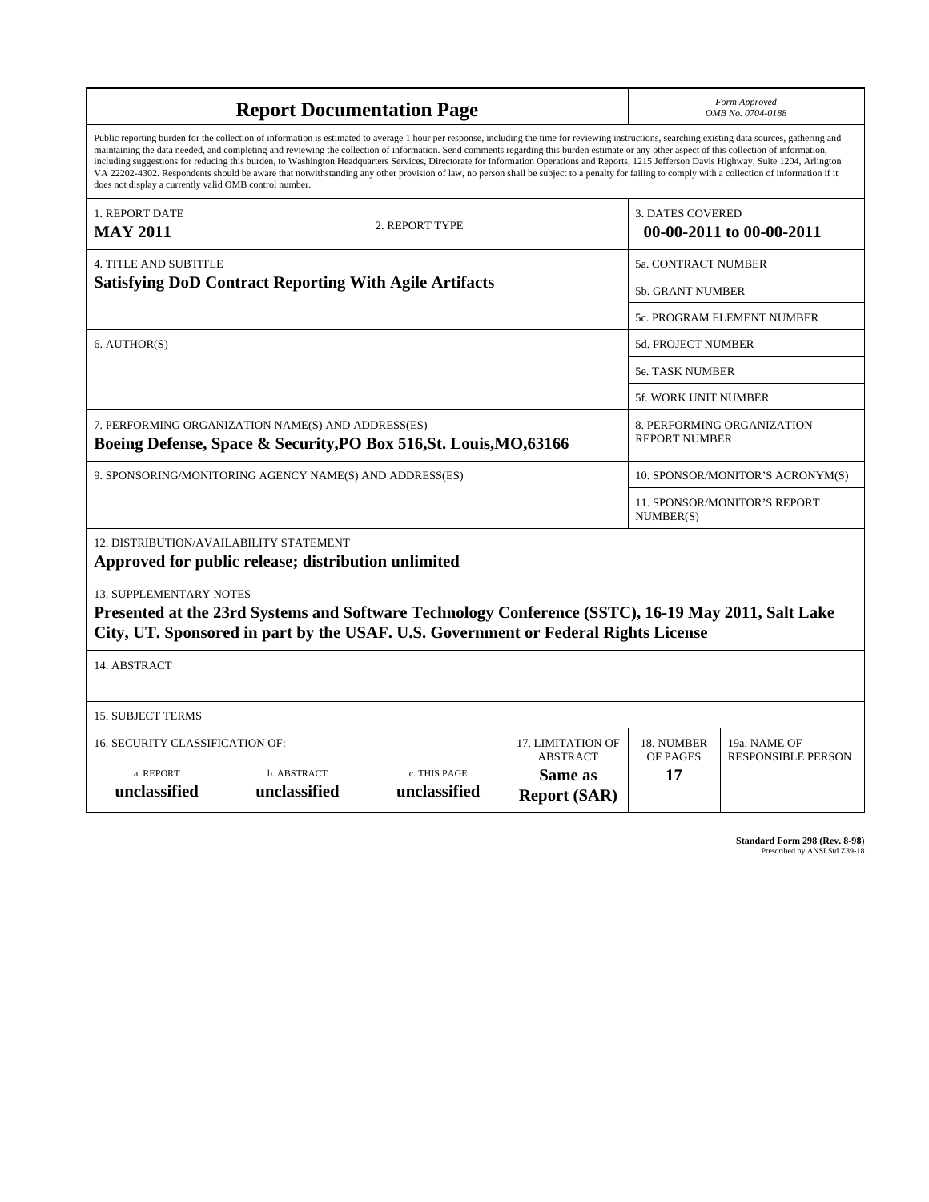# Report Documentation Page

*Form Approved*
*OMB No. 0704-0188*

Public reporting burden for the collection of information is estimated to average 1 hour per response, including the time for reviewing instructions, searching existing data sources, gathering and maintaining the data needed, and completing and reviewing the collection of information. Send comments regarding this burden estimate or any other aspect of this collection of information, including suggestions for reducing this burden, to Washington Headquarters Services, Directorate for Information Operations and Reports, 1215 Jefferson Davis Highway, Suite 1204, Arlington VA 22202-4302. Respondents should be aware that notwithstanding any other provision of law, no person shall be subject to a penalty for failing to comply with a collection of information if it does not display a currently valid OMB control number.

| 1. REPORT DATE | 2. REPORT TYPE | 3. DATES COVERED |
|---|---|---|
| **MAY 2011** | | **00-00-2011 to 00-00-2011** |

| 4. TITLE AND SUBTITLE | |
|---|---|
| **Satisfying DoD Contract Reporting With Agile Artifacts** | 5a. CONTRACT NUMBER |
| | 5b. GRANT NUMBER |
| | 5c. PROGRAM ELEMENT NUMBER |
| 6. AUTHOR(S) | 5d. PROJECT NUMBER |
| | 5e. TASK NUMBER |
| | 5f. WORK UNIT NUMBER |
| 7. PERFORMING ORGANIZATION NAME(S) AND ADDRESS(ES) **Boeing Defense, Space & Security,PO Box 516,St. Louis,MO,63166** | 8. PERFORMING ORGANIZATION REPORT NUMBER |
| 9. SPONSORING/MONITORING AGENCY NAME(S) AND ADDRESS(ES) | 10. SPONSOR/MONITOR'S ACRONYM(S) |
| | 11. SPONSOR/MONITOR'S REPORT NUMBER(S) |

12. DISTRIBUTION/AVAILABILITY STATEMENT
**Approved for public release; distribution unlimited**

13. SUPPLEMENTARY NOTES
**Presented at the 23rd Systems and Software Technology Conference (SSTC), 16-19 May 2011, Salt Lake City, UT. Sponsored in part by the USAF. U.S. Government or Federal Rights License**

14. ABSTRACT

15. SUBJECT TERMS

| 16. SECURITY CLASSIFICATION OF: | | | 17. LIMITATION OF ABSTRACT | 18. NUMBER OF PAGES | 19a. NAME OF RESPONSIBLE PERSON |
|---|---|---|---|---|---|
| a. REPORT | b. ABSTRACT | c. THIS PAGE | | | |
| **unclassified** | **unclassified** | **unclassified** | **Same as Report (SAR)** | **17** | |

**Standard Form 298 (Rev. 8-98)**
Prescribed by ANSI Std Z39-18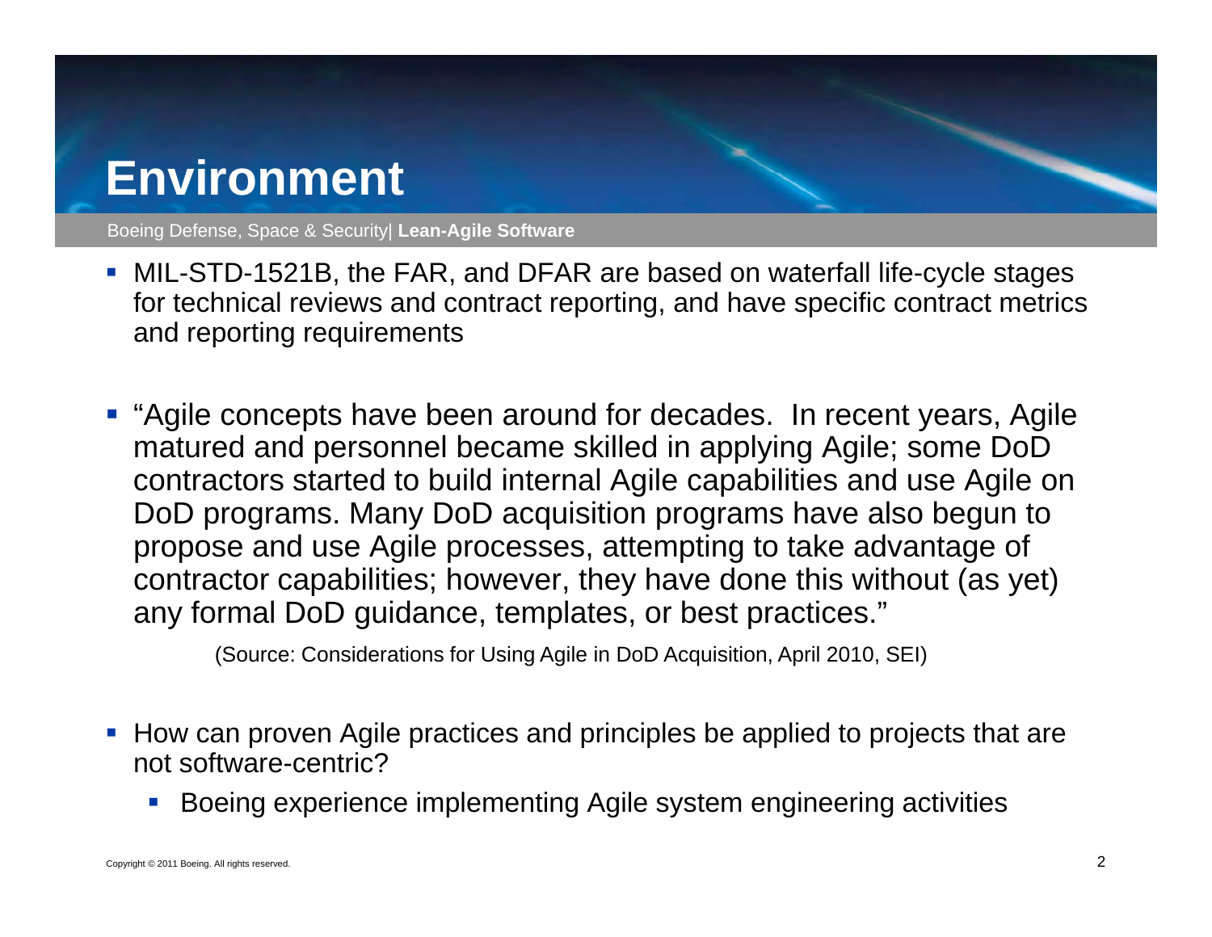# Environment

- MIL-STD-1521B, the FAR, and DFAR are based on waterfall life-cycle stages for technical reviews and contract reporting, and have specific contract metrics and reporting requirements

- "Agile concepts have been around for decades. In recent years, Agile matured and personnel became skilled in applying Agile; some DoD contractors started to build internal Agile capabilities and use Agile on DoD programs. Many DoD acquisition programs have also begun to propose and use Agile processes, attempting to take advantage of contractor capabilities; however, they have done this without (as yet) any formal DoD guidance, templates, or best practices."

  (Source: Considerations for Using Agile in DoD Acquisition, April 2010, SEI)

- How can proven Agile practices and principles be applied to projects that are not software-centric?
  - Boeing experience implementing Agile system engineering activities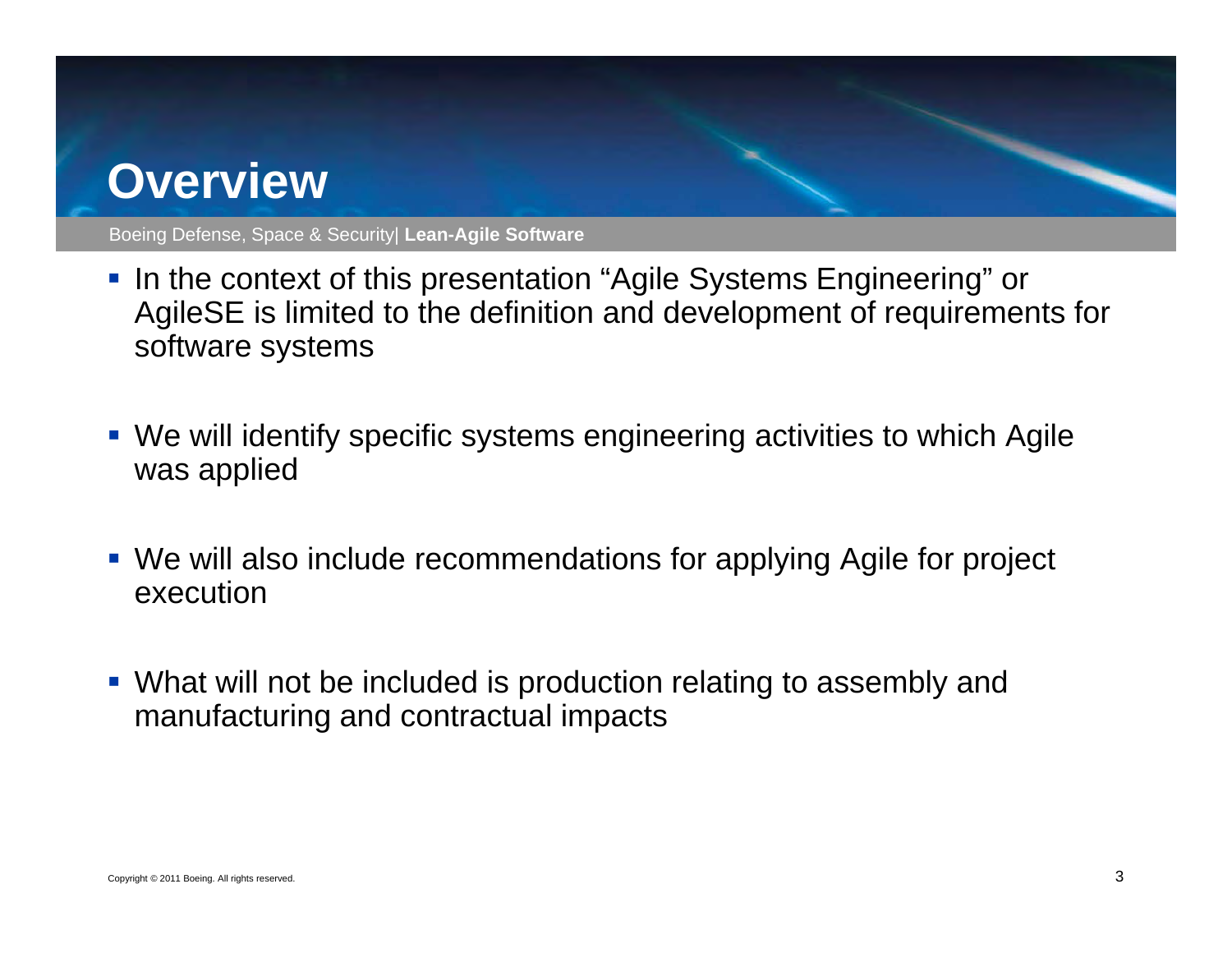# Overview

- In the context of this presentation "Agile Systems Engineering" or AgileSE is limited to the definition and development of requirements for software systems

- We will identify specific systems engineering activities to which Agile was applied

- We will also include recommendations for applying Agile for project execution

- What will not be included is production relating to assembly and manufacturing and contractual impacts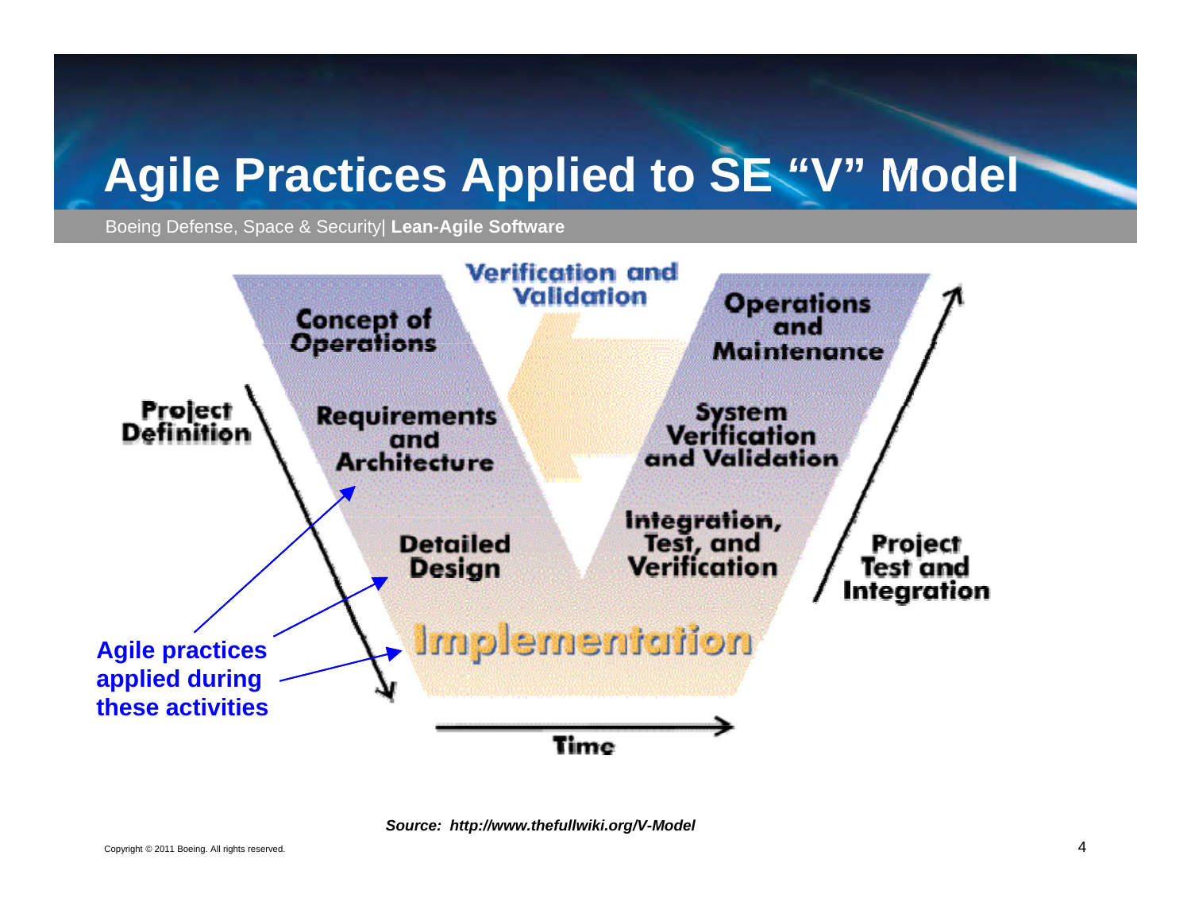# Agile Practices Applied to SE "V" Model

Concept of Operations

Requirements and Architecture

Detailed Design

Implementation

Integration, Test, and Verification

System Verification and Validation

Operations and Maintenance

Verification and Validation

Project Definition

Project Test and Integration

Time

**Agile practices applied during these activities**

***Source: http://www.thefullwiki.org/V-Model***

Copyright © 2011 Boeing. All rights reserved.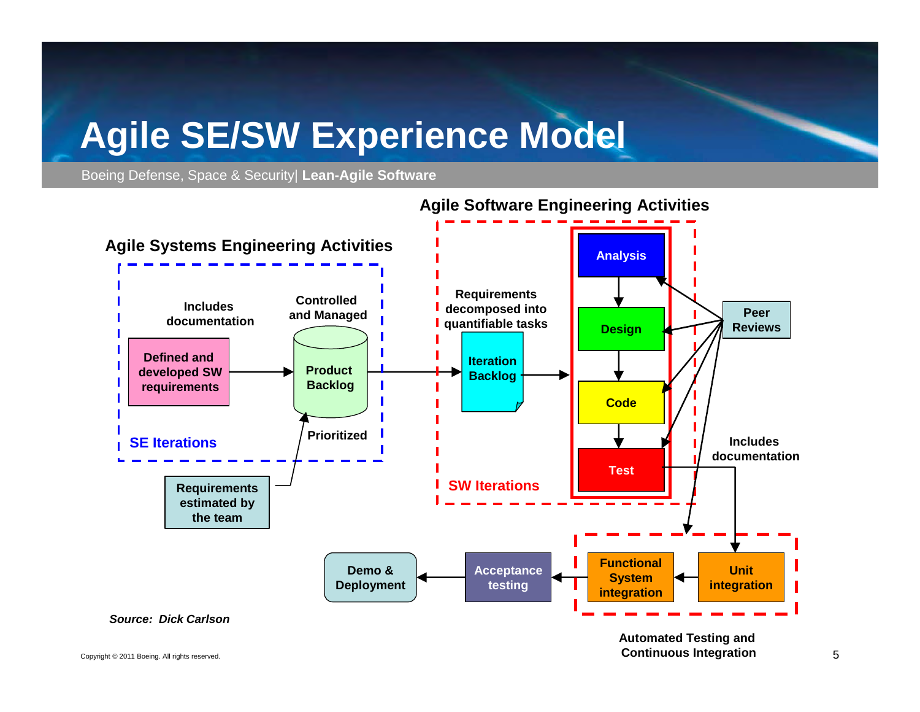# Agile SE/SW Experience Model

Boeing Defense, Space & Security| **Lean-Agile Software**

**Agile Software Engineering Activities**

**Agile Systems Engineering Activities**

**Includes documentation**

**Controlled and Managed**

**Defined and developed SW requirements**

**Product Backlog**

**Prioritized**

**SE Iterations**

**Requirements estimated by the team**

**Requirements decomposed into quantifiable tasks**

**Iteration Backlog**

**SW Iterations**

**Analysis**

**Design**

**Code**

**Test**

**Peer Reviews**

**Includes documentation**

**Functional System integration**

**Unit integration**

**Acceptance testing**

**Demo & Deployment**

**Automated Testing and Continuous Integration**

***Source: Dick Carlson***

Copyright © 2011 Boeing. All rights reserved.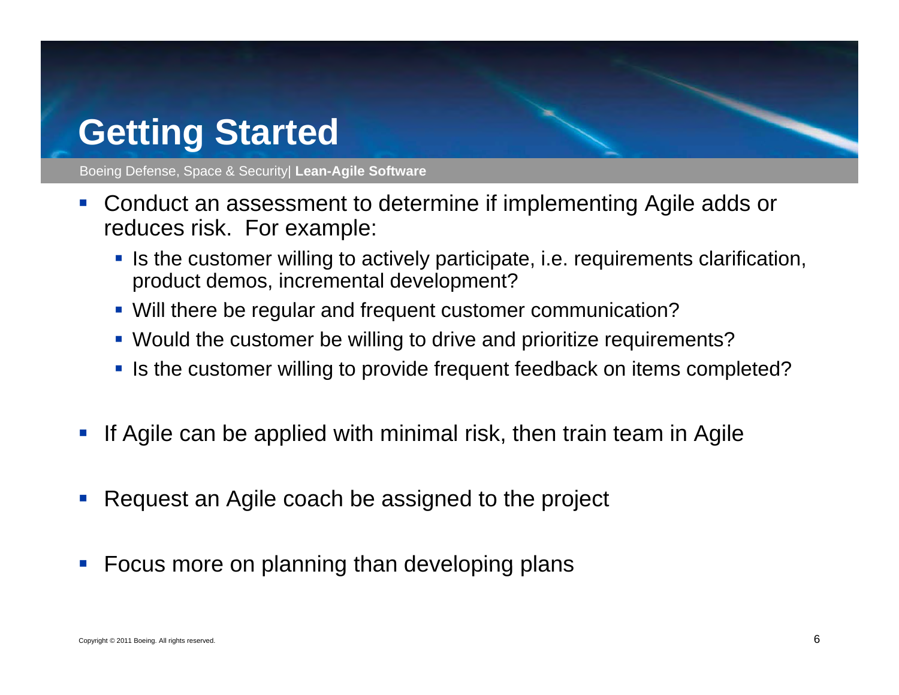# Getting Started

- Conduct an assessment to determine if implementing Agile adds or reduces risk. For example:
  - Is the customer willing to actively participate, i.e. requirements clarification, product demos, incremental development?
  - Will there be regular and frequent customer communication?
  - Would the customer be willing to drive and prioritize requirements?
  - Is the customer willing to provide frequent feedback on items completed?

- If Agile can be applied with minimal risk, then train team in Agile

- Request an Agile coach be assigned to the project

- Focus more on planning than developing plans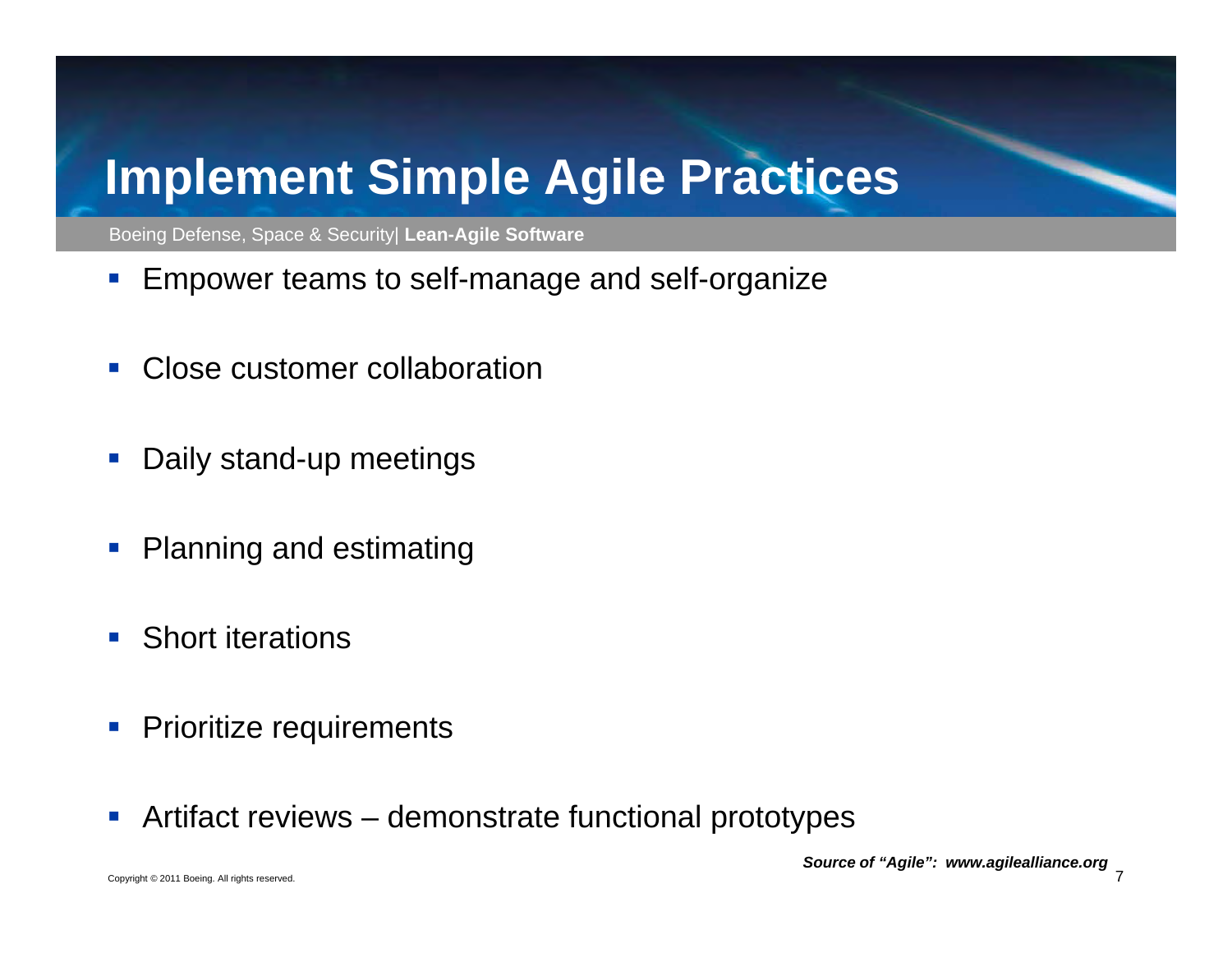# Implement Simple Agile Practices

Boeing Defense, Space & Security| **Lean-Agile Software**

- Empower teams to self-manage and self-organize
- Close customer collaboration
- Daily stand-up meetings
- Planning and estimating
- Short iterations
- Prioritize requirements
- Artifact reviews – demonstrate functional prototypes

***Source of "Agile": www.agilealliance.org***

Copyright © 2011 Boeing. All rights reserved.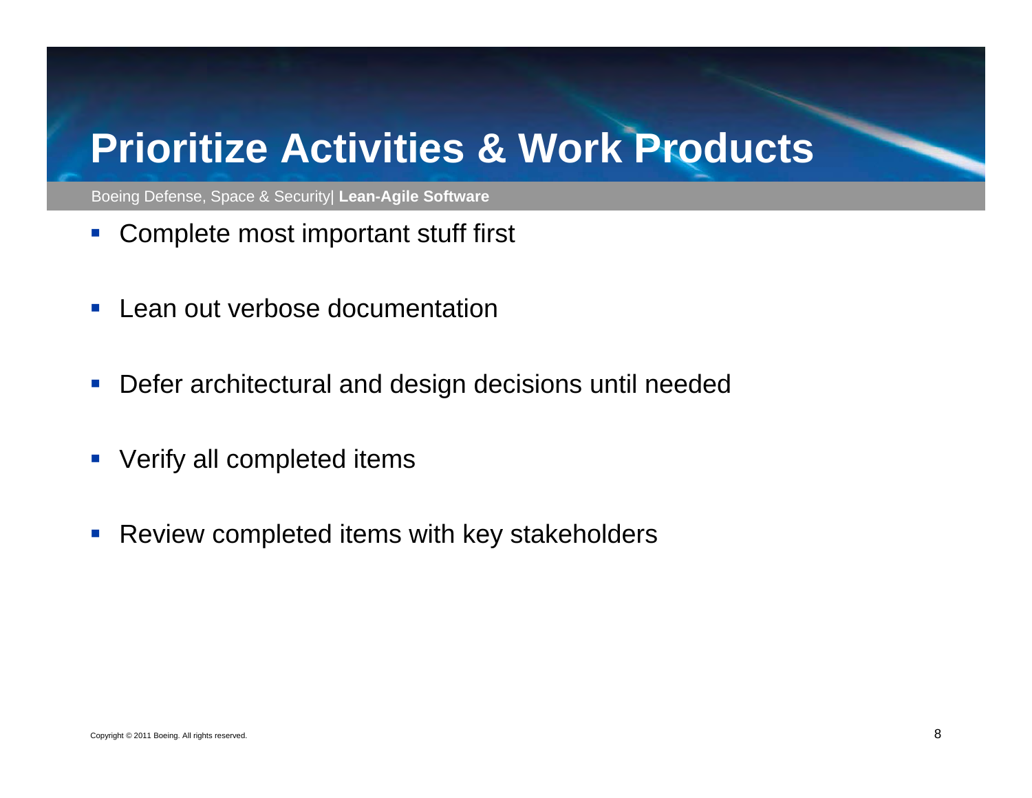# Prioritize Activities & Work Products

- Complete most important stuff first
- Lean out verbose documentation
- Defer architectural and design decisions until needed
- Verify all completed items
- Review completed items with key stakeholders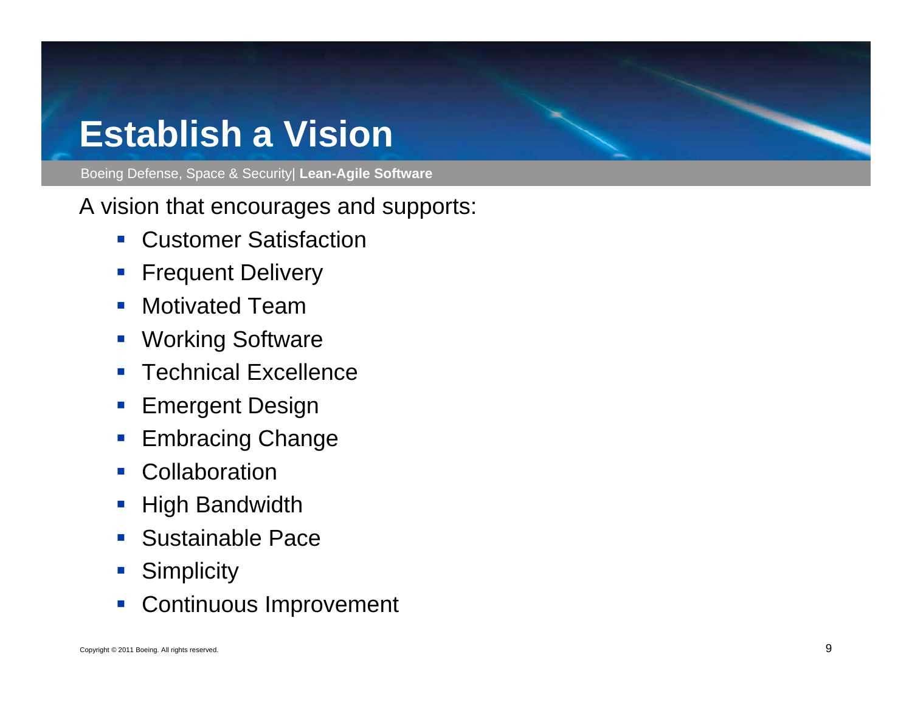# Establish a Vision

A vision that encourages and supports:

- Customer Satisfaction
- Frequent Delivery
- Motivated Team
- Working Software
- Technical Excellence
- Emergent Design
- Embracing Change
- Collaboration
- High Bandwidth
- Sustainable Pace
- Simplicity
- Continuous Improvement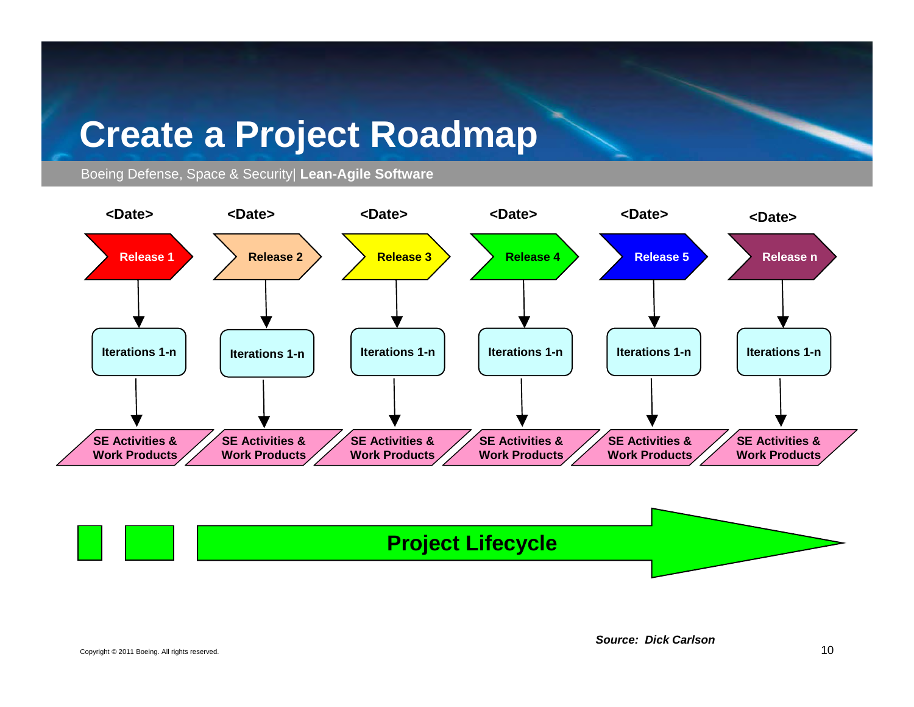# Create a Project Roadmap

Boeing Defense, Space & Security| **Lean-Agile Software**

| <Date> | <Date> | <Date> | <Date> | <Date> | <Date> |
|---|---|---|---|---|---|
| Release 1 | Release 2 | Release 3 | Release 4 | Release 5 | Release n |
| Iterations 1-n | Iterations 1-n | Iterations 1-n | Iterations 1-n | Iterations 1-n | Iterations 1-n |
| SE Activities & Work Products | SE Activities & Work Products | SE Activities & Work Products | SE Activities & Work Products | SE Activities & Work Products | SE Activities & Work Products |

**Project Lifecycle**

***Source: Dick Carlson***

Copyright © 2011 Boeing. All rights reserved.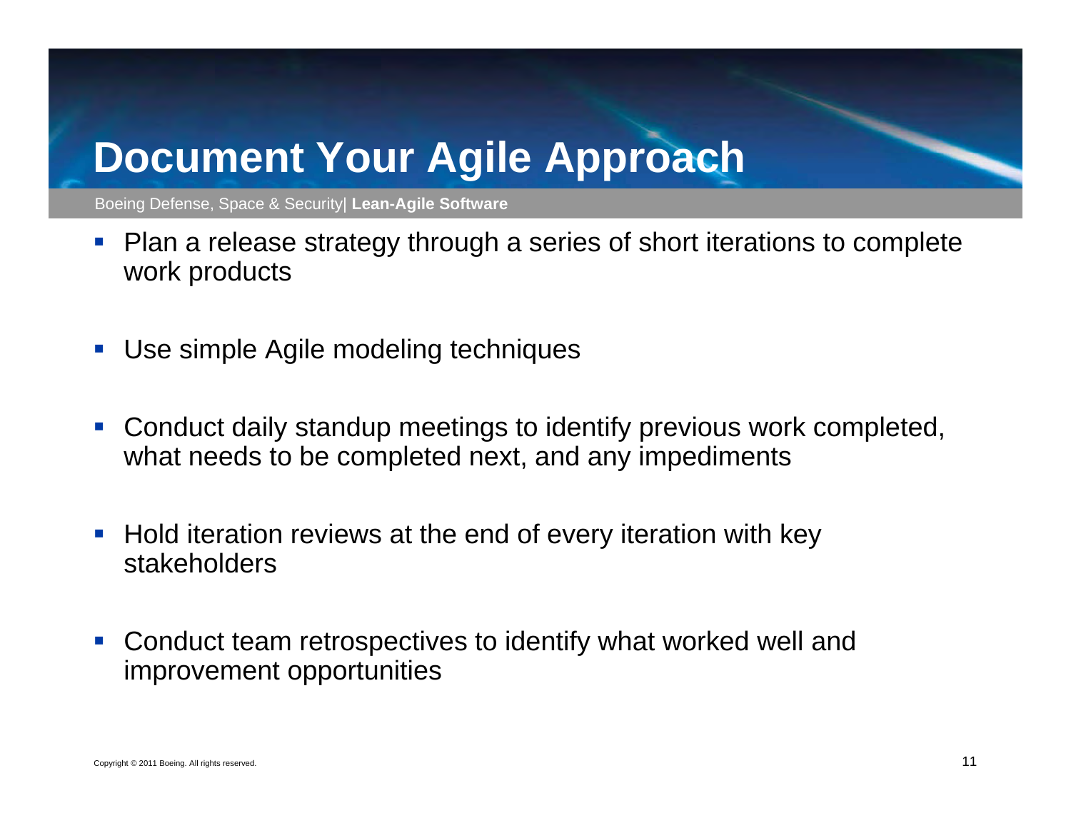# Document Your Agile Approach

- Plan a release strategy through a series of short iterations to complete work products
- Use simple Agile modeling techniques
- Conduct daily standup meetings to identify previous work completed, what needs to be completed next, and any impediments
- Hold iteration reviews at the end of every iteration with key stakeholders
- Conduct team retrospectives to identify what worked well and improvement opportunities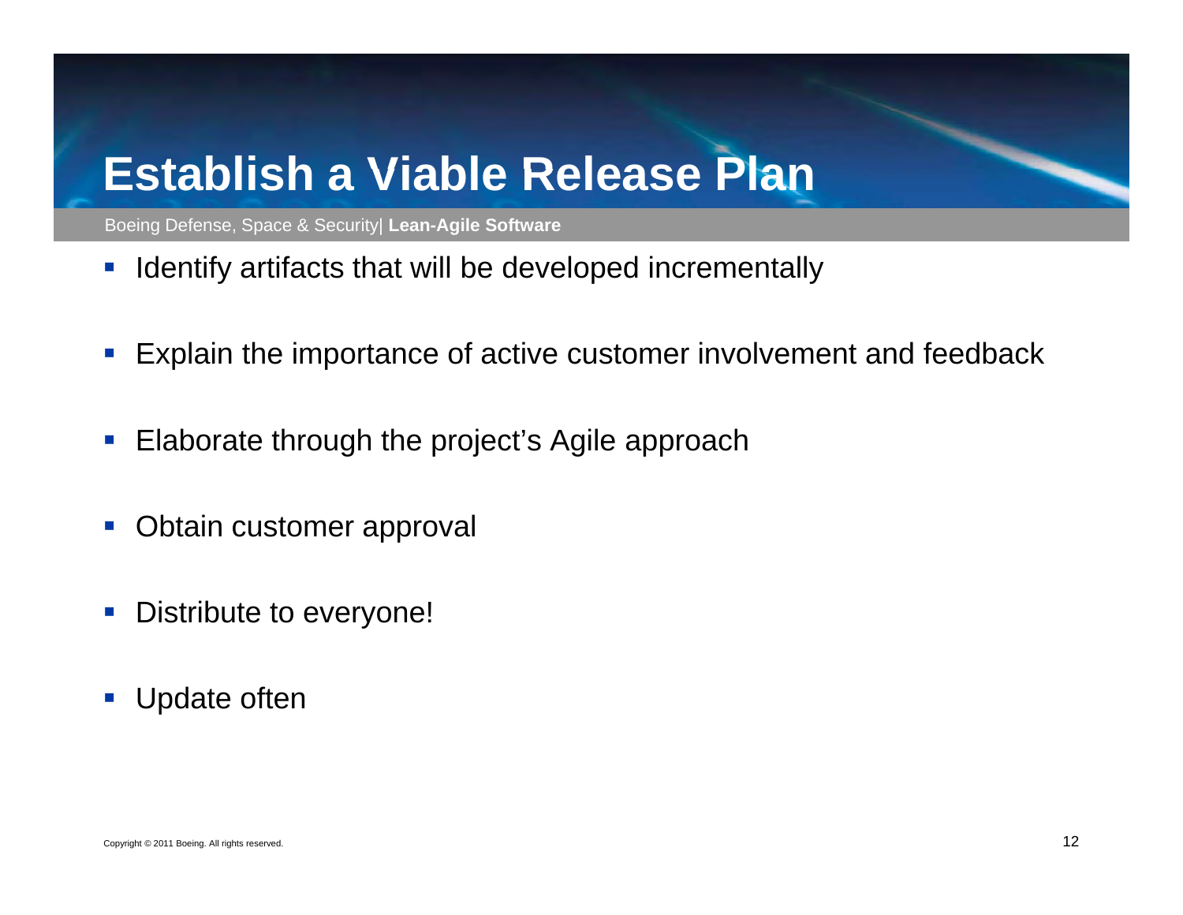# Establish a Viable Release Plan

- Identify artifacts that will be developed incrementally
- Explain the importance of active customer involvement and feedback
- Elaborate through the project's Agile approach
- Obtain customer approval
- Distribute to everyone!
- Update often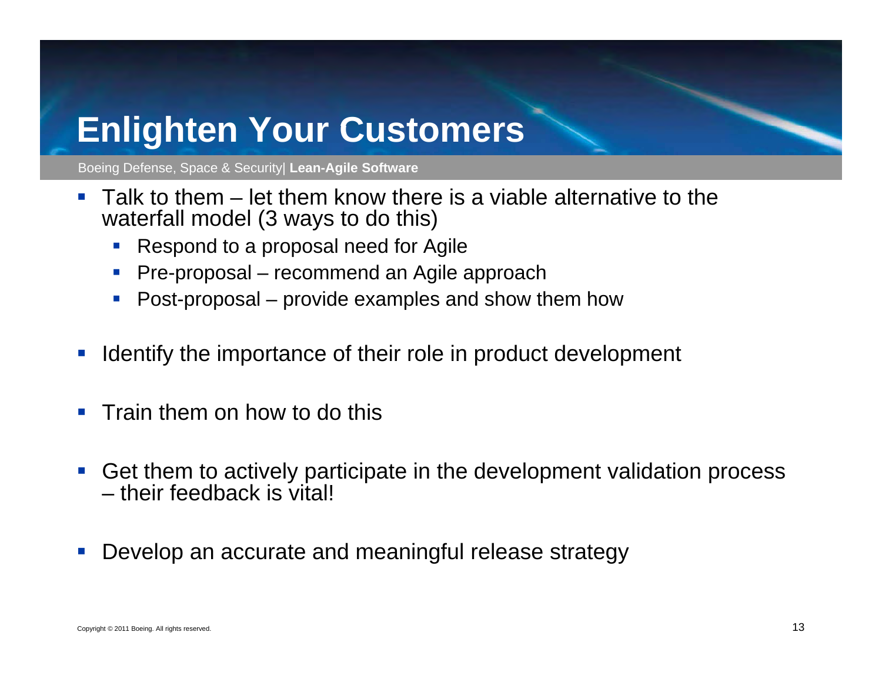# Enlighten Your Customers

- Talk to them – let them know there is a viable alternative to the waterfall model (3 ways to do this)
  - Respond to a proposal need for Agile
  - Pre-proposal – recommend an Agile approach
  - Post-proposal – provide examples and show them how
- Identify the importance of their role in product development
- Train them on how to do this
- Get them to actively participate in the development validation process – their feedback is vital!
- Develop an accurate and meaningful release strategy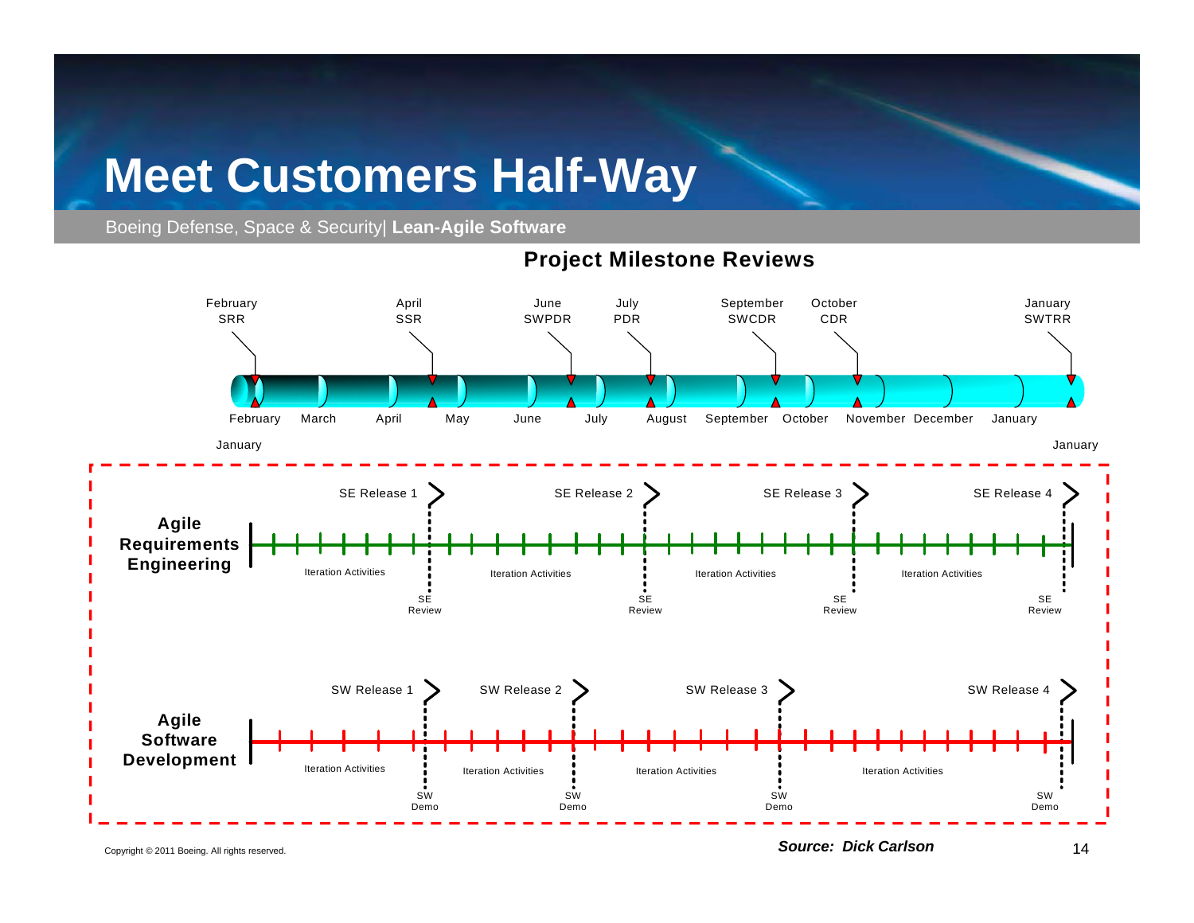# Meet Customers Half-Way

Boeing Defense, Space & Security| **Lean-Agile Software**

## Project Milestone Reviews

February SRR — April SSR — June SWPDR — July PDR — September SWCDR — October CDR — January SWTRR

January | February | March | April | May | June | July | August | September | October | November | December | January | January

**Agile Requirements Engineering**

SE Release 1 — SE Release 2 — SE Release 3 — SE Release 4

Iteration Activities — SE Review — Iteration Activities — SE Review — Iteration Activities — SE Review — Iteration Activities — SE Review

**Agile Software Development**

SW Release 1 — SW Release 2 — SW Release 3 — SW Release 4

Iteration Activities — SW Demo — Iteration Activities — SW Demo — Iteration Activities — SW Demo — Iteration Activities — SW Demo

Copyright © 2011 Boeing. All rights reserved.

***Source: Dick Carlson***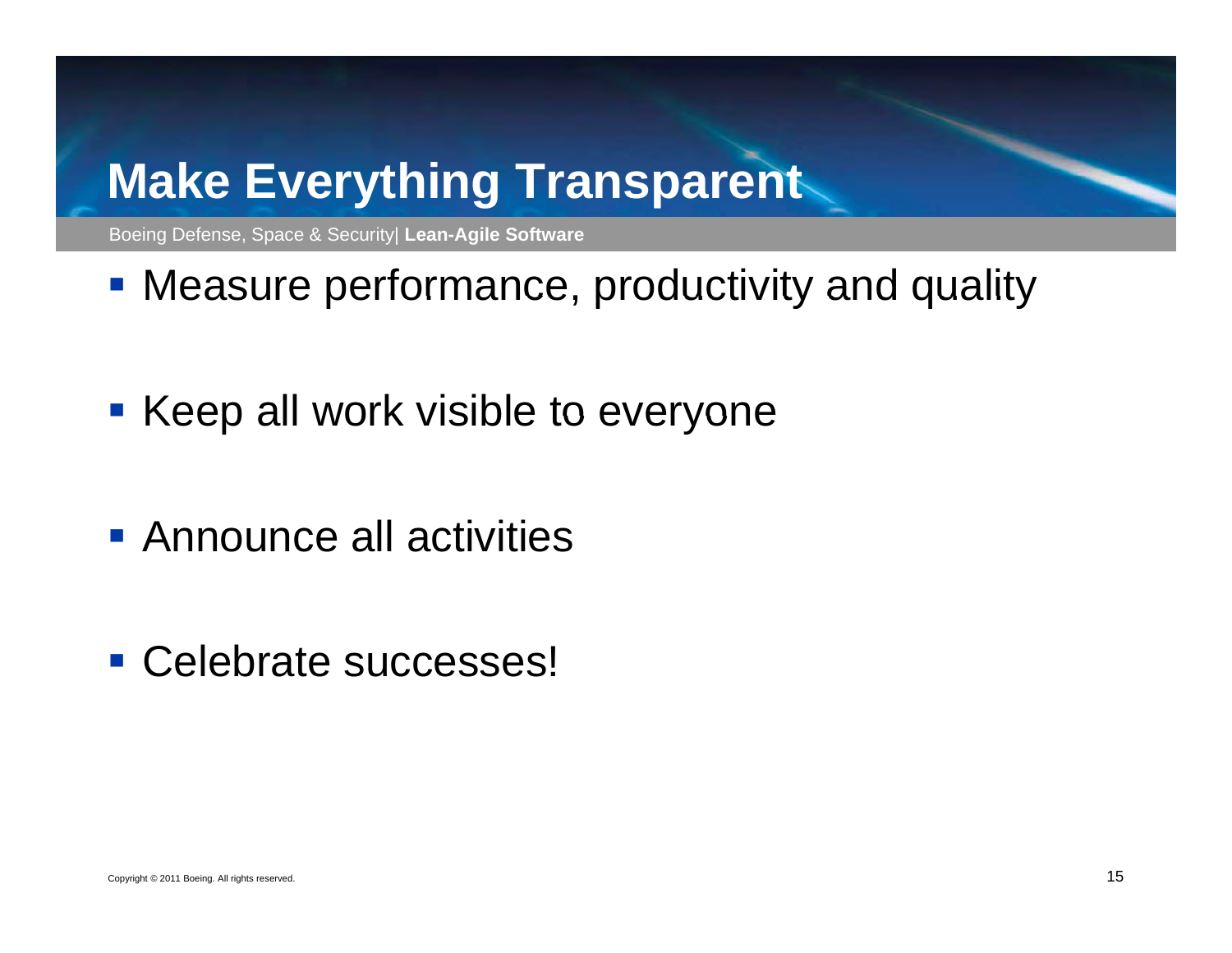# Make Everything Transparent

- Measure performance, productivity and quality
- Keep all work visible to everyone
- Announce all activities
- Celebrate successes!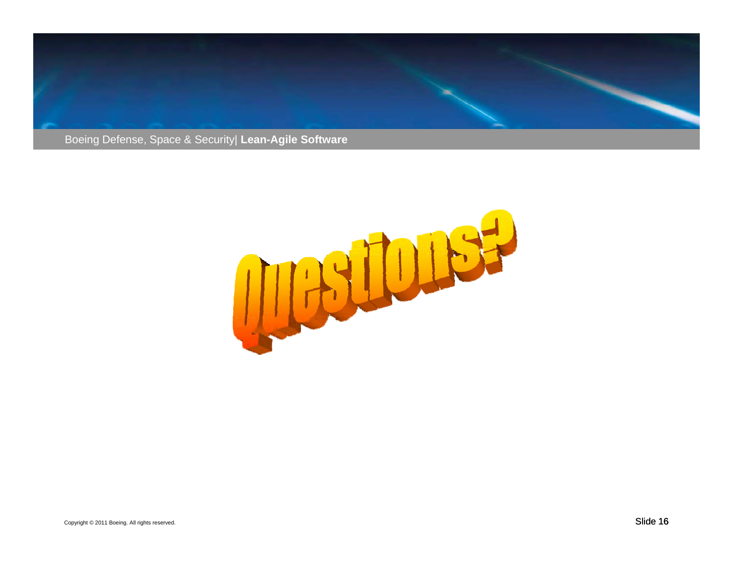# Questions?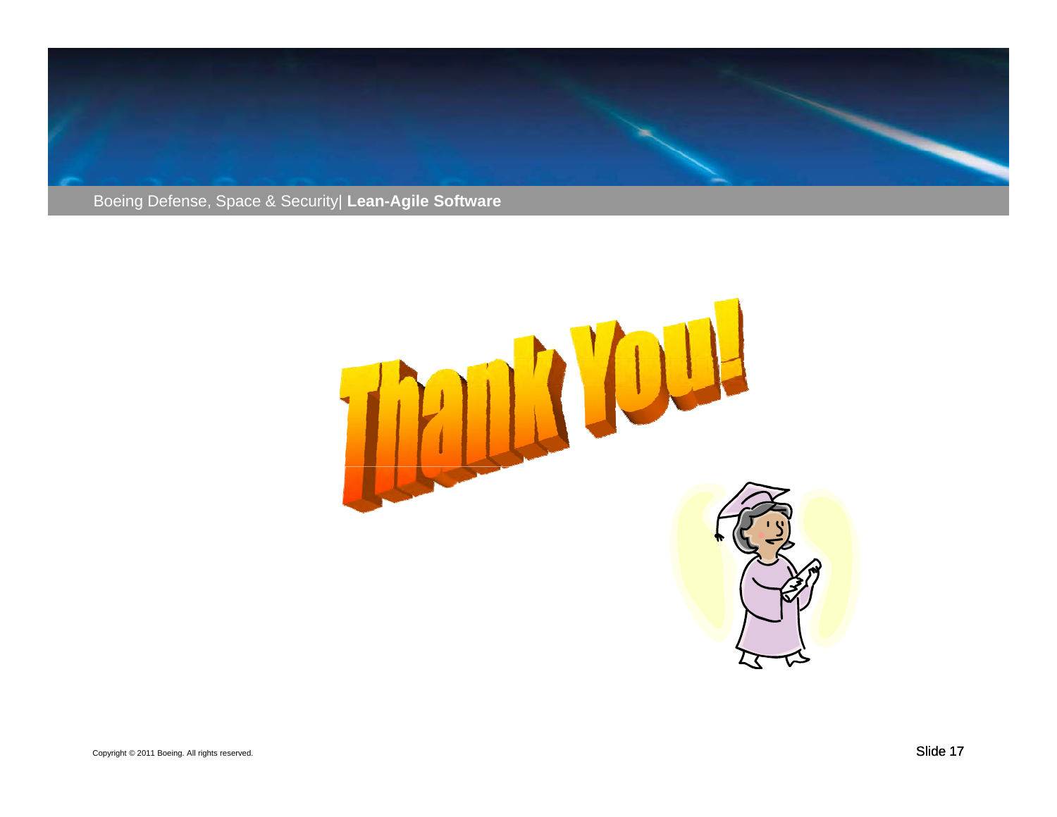# Thank You!